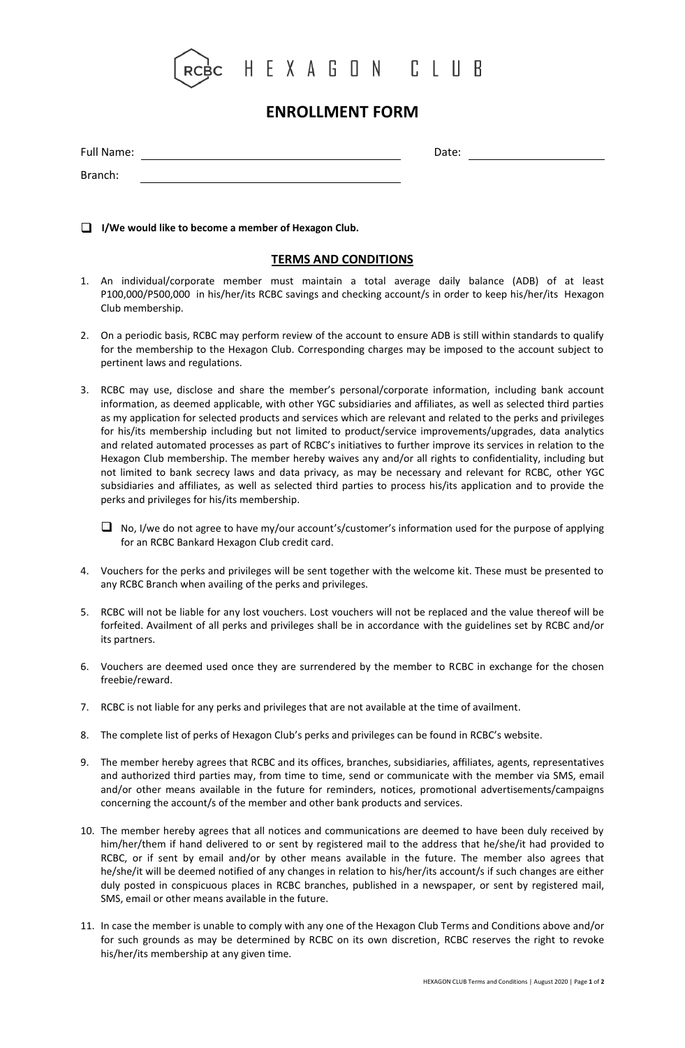RCBC HEXAGON CLUB

# ENROLLMENT FORM

Full Name: ______________________________ Date: ____________________

Branch: ______________________________

☐ **I/We would like to become a member of Hexagon Club.**

## TERMS AND CONDITIONS

1. An individual/corporate member must maintain a total average daily balance (ADB) of at least P100,000/P500,000 in his/her/its RCBC savings and checking account/s in order to keep his/her/its Hexagon Club membership.

2. On a periodic basis, RCBC may perform review of the account to ensure ADB is still within standards to qualify for the membership to the Hexagon Club. Corresponding charges may be imposed to the account subject to pertinent laws and regulations.

3. RCBC may use, disclose and share the member's personal/corporate information, including bank account information, as deemed applicable, with other YGC subsidiaries and affiliates, as well as selected third parties as my application for selected products and services which are relevant and related to the perks and privileges for his/its membership including but not limited to product/service improvements/upgrades, data analytics and related automated processes as part of RCBC's initiatives to further improve its services in relation to the Hexagon Club membership. The member hereby waives any and/or all rights to confidentiality, including but not limited to bank secrecy laws and data privacy, as may be necessary and relevant for RCBC, other YGC subsidiaries and affiliates, as well as selected third parties to process his/its application and to provide the perks and privileges for his/its membership.

   ☐ No, I/we do not agree to have my/our account's/customer's information used for the purpose of applying for an RCBC Bankard Hexagon Club credit card.

4. Vouchers for the perks and privileges will be sent together with the welcome kit. These must be presented to any RCBC Branch when availing of the perks and privileges.

5. RCBC will not be liable for any lost vouchers. Lost vouchers will not be replaced and the value thereof will be forfeited. Availment of all perks and privileges shall be in accordance with the guidelines set by RCBC and/or its partners.

6. Vouchers are deemed used once they are surrendered by the member to RCBC in exchange for the chosen freebie/reward.

7. RCBC is not liable for any perks and privileges that are not available at the time of availment.

8. The complete list of perks of Hexagon Club's perks and privileges can be found in RCBC's website.

9. The member hereby agrees that RCBC and its offices, branches, subsidiaries, affiliates, agents, representatives and authorized third parties may, from time to time, send or communicate with the member via SMS, email and/or other means available in the future for reminders, notices, promotional advertisements/campaigns concerning the account/s of the member and other bank products and services.

10. The member hereby agrees that all notices and communications are deemed to have been duly received by him/her/them if hand delivered to or sent by registered mail to the address that he/she/it had provided to RCBC, or if sent by email and/or by other means available in the future. The member also agrees that he/she/it will be deemed notified of any changes in relation to his/her/its account/s if such changes are either duly posted in conspicuous places in RCBC branches, published in a newspaper, or sent by registered mail, SMS, email or other means available in the future.

11. In case the member is unable to comply with any one of the Hexagon Club Terms and Conditions above and/or for such grounds as may be determined by RCBC on its own discretion, RCBC reserves the right to revoke his/her/its membership at any given time.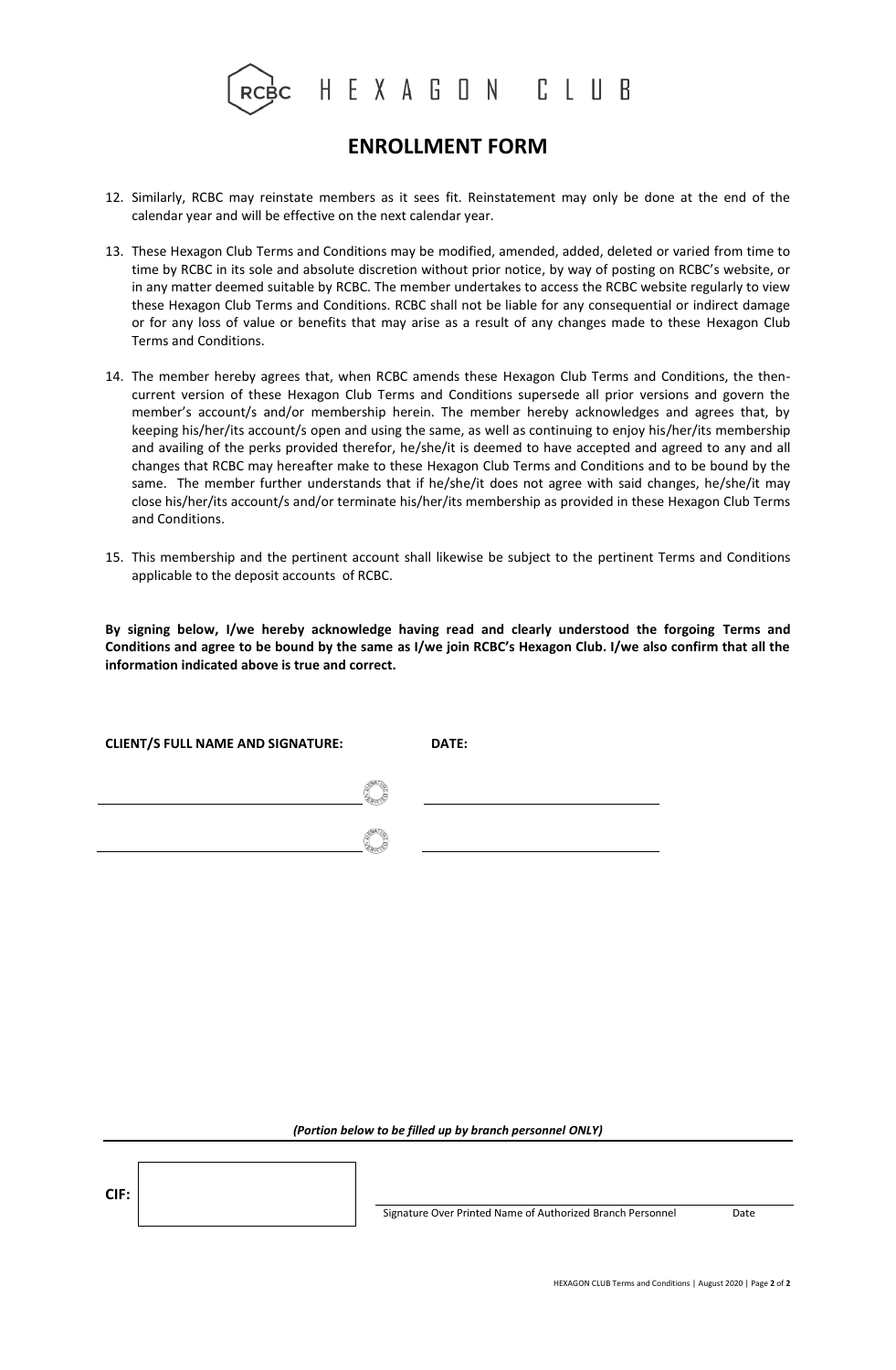# HEXAGON CLUB

## ENROLLMENT FORM

12. Similarly, RCBC may reinstate members as it sees fit. Reinstatement may only be done at the end of the calendar year and will be effective on the next calendar year.

13. These Hexagon Club Terms and Conditions may be modified, amended, added, deleted or varied from time to time by RCBC in its sole and absolute discretion without prior notice, by way of posting on RCBC's website, or in any matter deemed suitable by RCBC. The member undertakes to access the RCBC website regularly to view these Hexagon Club Terms and Conditions. RCBC shall not be liable for any consequential or indirect damage or for any loss of value or benefits that may arise as a result of any changes made to these Hexagon Club Terms and Conditions.

14. The member hereby agrees that, when RCBC amends these Hexagon Club Terms and Conditions, the then-current version of these Hexagon Club Terms and Conditions supersede all prior versions and govern the member's account/s and/or membership herein. The member hereby acknowledges and agrees that, by keeping his/her/its account/s open and using the same, as well as continuing to enjoy his/her/its membership and availing of the perks provided therefor, he/she/it is deemed to have accepted and agreed to any and all changes that RCBC may hereafter make to these Hexagon Club Terms and Conditions and to be bound by the same. The member further understands that if he/she/it does not agree with said changes, he/she/it may close his/her/its account/s and/or terminate his/her/its membership as provided in these Hexagon Club Terms and Conditions.

15. This membership and the pertinent account shall likewise be subject to the pertinent Terms and Conditions applicable to the deposit accounts of RCBC.

**By signing below, I/we hereby acknowledge having read and clearly understood the forgoing Terms and Conditions and agree to be bound by the same as I/we join RCBC's Hexagon Club. I/we also confirm that all the information indicated above is true and correct.**

**CLIENT/S FULL NAME AND SIGNATURE:** **DATE:**

______________________________ ______________________________

______________________________ ______________________________

***(Portion below to be filled up by branch personnel ONLY)***

**CIF:**

Signature Over Printed Name of Authorized Branch Personnel Date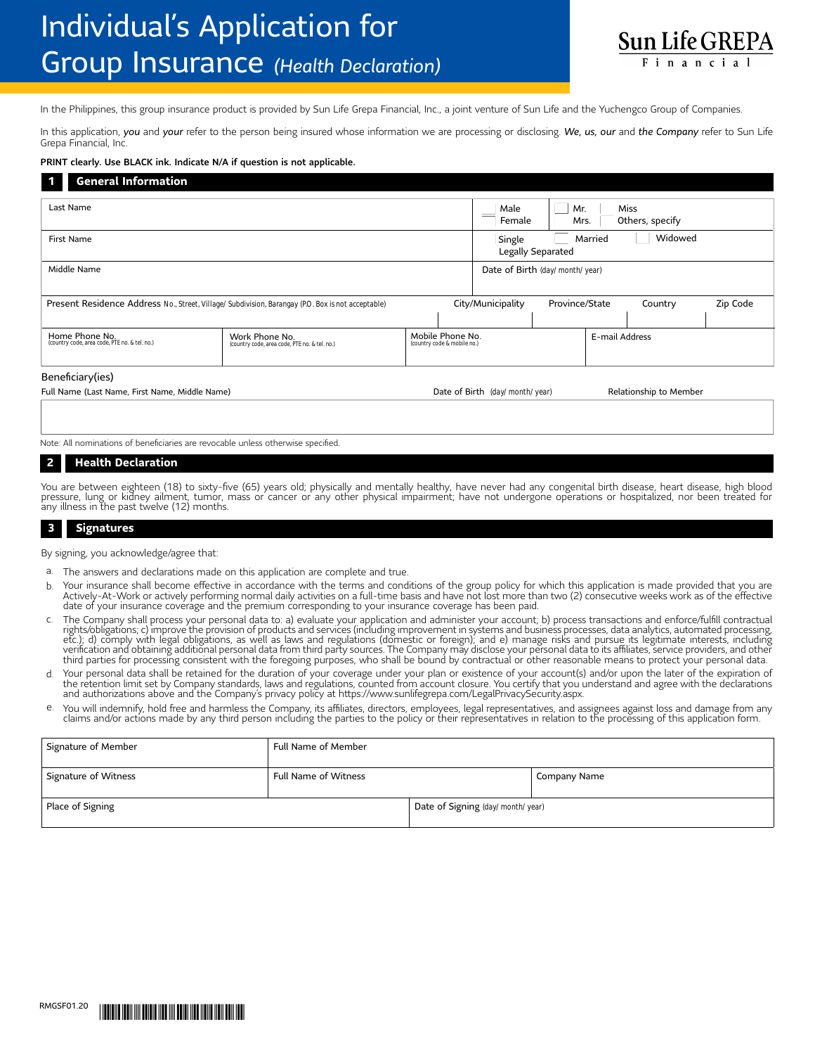# Individual's Application for Group Insurance *(Health Declaration)*

Sun Life GREPA Financial

In the Philippines, this group insurance product is provided by Sun Life Grepa Financial, Inc., a joint venture of Sun Life and the Yuchengco Group of Companies.

In this application, *you* and *your* refer to the person being insured whose information we are processing or disclosing. *We, us, our* and *the Company* refer to Sun Life Grepa Financial, Inc.

**PRINT clearly. Use BLACK ink. Indicate N/A if question is not applicable.**

## 1 General Information

| | | | | |
|---|---|---|---|---|
| Last Name | | Male / Female | Mr. / Mrs. | Miss / Others, specify |
| First Name | | Single / Legally Separated | Married | Widowed |
| Middle Name | | Date of Birth (day/ month/ year) | | |

| | | | | |
|---|---|---|---|---|
| Present Residence Address No., Street, Village/ Subdivision, Barangay (P.O. Box is not acceptable) | City/Municipality | Province/State | Country | Zip Code |

| | | | |
|---|---|---|---|
| Home Phone No. (country code, area code, PTE no. & tel. no.) | Work Phone No. (country code, area code, PTE no. & tel. no.) | Mobile Phone No. (country code & mobile no.) | E-mail Address |

Beneficiary(ies)

| Full Name (Last Name, First Name, Middle Name) | Date of Birth (day/ month/ year) | Relationship to Member |
|---|---|---|
| | | |

Note: All nominations of beneficiaries are revocable unless otherwise specified.

## 2 Health Declaration

You are between eighteen (18) to sixty-five (65) years old; physically and mentally healthy, have never had any congenital birth disease, heart disease, high blood pressure, lung or kidney ailment, tumor, mass or cancer or any other physical impairment; have not undergone operations or hospitalized, nor been treated for any illness in the past twelve (12) months.

## 3 Signatures

By signing, you acknowledge/agree that:

a. The answers and declarations made on this application are complete and true.

b. Your insurance shall become effective in accordance with the terms and conditions of the group policy for which this application is made provided that you are Actively-At-Work or actively performing normal daily activities on a full-time basis and have not lost more than two (2) consecutive weeks work as of the effective date of your insurance coverage and the premium corresponding to your insurance coverage has been paid.

c. The Company shall process your personal data to: a) evaluate your application and administer your account; b) process transactions and enforce/fulfill contractual rights/obligations; c) improve the provision of products and services (including improvement in systems and business processes, data analytics, automated processing, etc.); d) comply with legal obligations, as well as laws and regulations (domestic or foreign); and e) manage risks and pursue its legitimate interests, including verification and obtaining additional personal data from third party sources. The Company may disclose your personal data to its affiliates, service providers, and other third parties for processing consistent with the foregoing purposes, who shall be bound by contractual or other reasonable means to protect your personal data.

d. Your personal data shall be retained for the duration of your coverage under your plan or existence of your account(s) and/or upon the later of the expiration of the retention limit set by Company standards, laws and regulations, counted from account closure. You certify that you understand and agree with the declarations and authorizations above and the Company's privacy policy at https://www.sunlifegrepa.com/LegalPrivacySecurity.aspx.

e. You will indemnify, hold free and harmless the Company, its affiliates, directors, employees, legal representatives, and assignees against loss and damage from any claims and/or actions made by any third person including the parties to the policy or their representatives in relation to the processing of this application form.

| | | |
|---|---|---|
| Signature of Member | Full Name of Member | |
| Signature of Witness | Full Name of Witness | Company Name |
| Place of Signing | Date of Signing (day/ month/ year) | |

RMGSF01.20